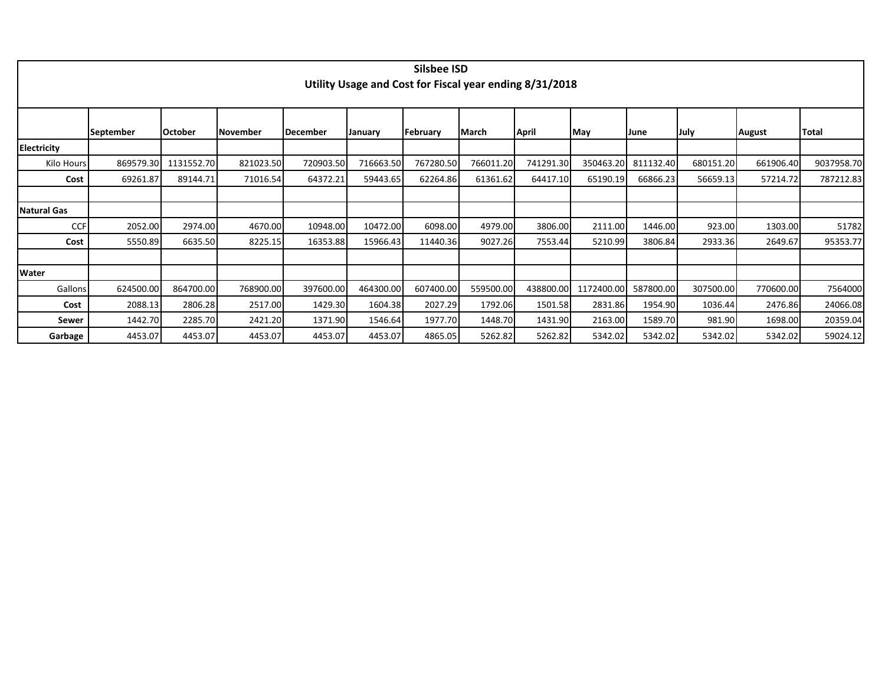# Silsbee ISD

## Utility Usage and Cost for Fiscal year ending 8/31/2018

| | September | October | November | December | January | February | March | April | May | June | July | August | Total |
|---|---|---|---|---|---|---|---|---|---|---|---|---|---|
| **Electricity** | | | | | | | | | | | | | |
| Kilo Hours | 869579.30 | 1131552.70 | 821023.50 | 720903.50 | 716663.50 | 767280.50 | 766011.20 | 741291.30 | 350463.20 | 811132.40 | 680151.20 | 661906.40 | 9037958.70 |
| **Cost** | 69261.87 | 89144.71 | 71016.54 | 64372.21 | 59443.65 | 62264.86 | 61361.62 | 64417.10 | 65190.19 | 66866.23 | 56659.13 | 57214.72 | 787212.83 |
| | | | | | | | | | | | | | |
| **Natural Gas** | | | | | | | | | | | | | |
| CCF | 2052.00 | 2974.00 | 4670.00 | 10948.00 | 10472.00 | 6098.00 | 4979.00 | 3806.00 | 2111.00 | 1446.00 | 923.00 | 1303.00 | 51782 |
| **Cost** | 5550.89 | 6635.50 | 8225.15 | 16353.88 | 15966.43 | 11440.36 | 9027.26 | 7553.44 | 5210.99 | 3806.84 | 2933.36 | 2649.67 | 95353.77 |
| | | | | | | | | | | | | | |
| **Water** | | | | | | | | | | | | | |
| Gallons | 624500.00 | 864700.00 | 768900.00 | 397600.00 | 464300.00 | 607400.00 | 559500.00 | 438800.00 | 1172400.00 | 587800.00 | 307500.00 | 770600.00 | 7564000 |
| **Cost** | 2088.13 | 2806.28 | 2517.00 | 1429.30 | 1604.38 | 2027.29 | 1792.06 | 1501.58 | 2831.86 | 1954.90 | 1036.44 | 2476.86 | 24066.08 |
| **Sewer** | 1442.70 | 2285.70 | 2421.20 | 1371.90 | 1546.64 | 1977.70 | 1448.70 | 1431.90 | 2163.00 | 1589.70 | 981.90 | 1698.00 | 20359.04 |
| **Garbage** | 4453.07 | 4453.07 | 4453.07 | 4453.07 | 4453.07 | 4865.05 | 5262.82 | 5262.82 | 5342.02 | 5342.02 | 5342.02 | 5342.02 | 59024.12 |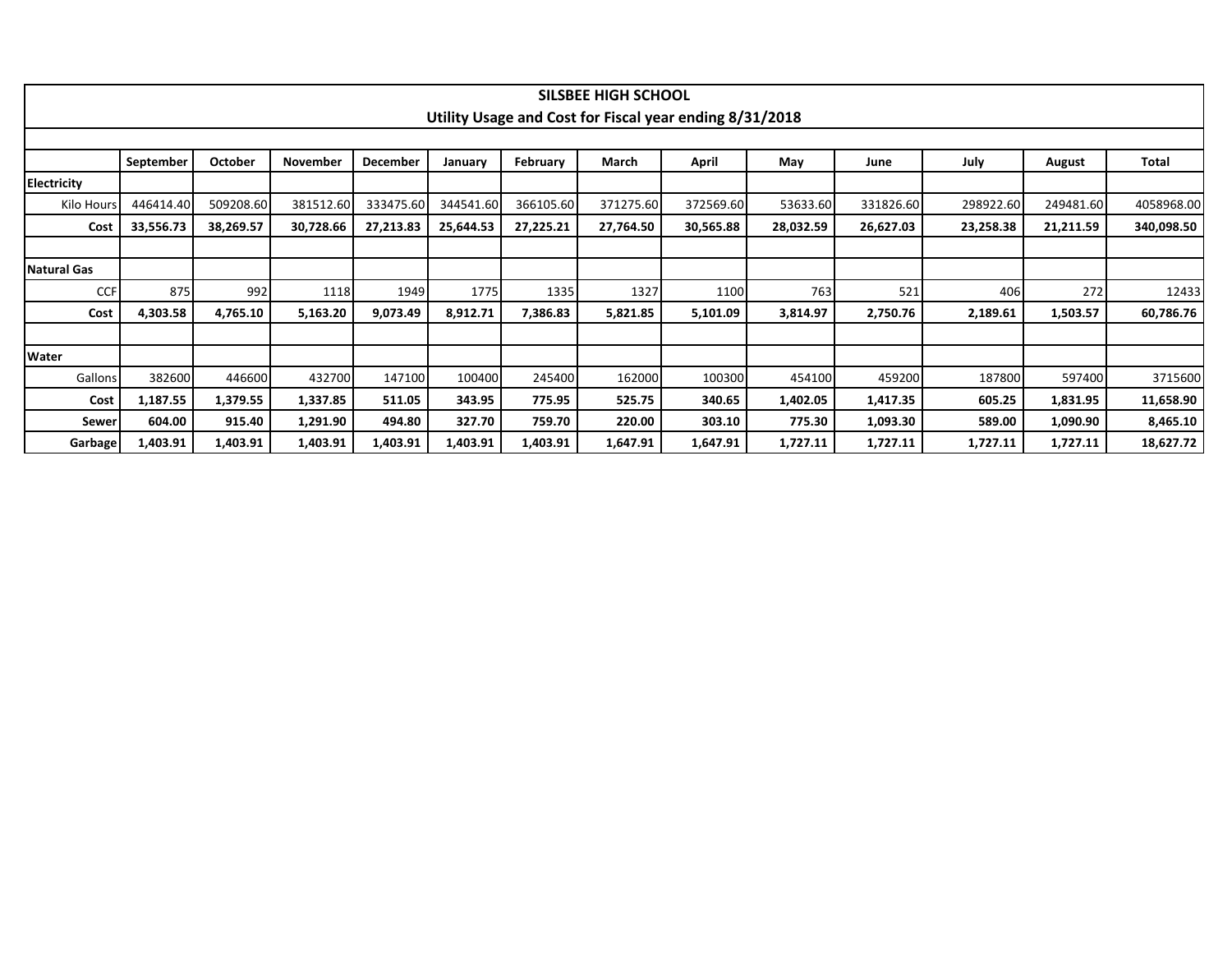## SILSBEE HIGH SCHOOL
### Utility Usage and Cost for Fiscal year ending 8/31/2018

| | September | October | November | December | January | February | March | April | May | June | July | August | Total |
|---|---|---|---|---|---|---|---|---|---|---|---|---|---|
| **Electricity** | | | | | | | | | | | | | |
| Kilo Hours | 446414.40 | 509208.60 | 381512.60 | 333475.60 | 344541.60 | 366105.60 | 371275.60 | 372569.60 | 53633.60 | 331826.60 | 298922.60 | 249481.60 | 4058968.00 |
| **Cost** | **33,556.73** | **38,269.57** | **30,728.66** | **27,213.83** | **25,644.53** | **27,225.21** | **27,764.50** | **30,565.88** | **28,032.59** | **26,627.03** | **23,258.38** | **21,211.59** | **340,098.50** |
| | | | | | | | | | | | | | |
| **Natural Gas** | | | | | | | | | | | | | |
| CCF | 875 | 992 | 1118 | 1949 | 1775 | 1335 | 1327 | 1100 | 763 | 521 | 406 | 272 | 12433 |
| **Cost** | **4,303.58** | **4,765.10** | **5,163.20** | **9,073.49** | **8,912.71** | **7,386.83** | **5,821.85** | **5,101.09** | **3,814.97** | **2,750.76** | **2,189.61** | **1,503.57** | **60,786.76** |
| | | | | | | | | | | | | | |
| **Water** | | | | | | | | | | | | | |
| Gallons | 382600 | 446600 | 432700 | 147100 | 100400 | 245400 | 162000 | 100300 | 454100 | 459200 | 187800 | 597400 | 3715600 |
| **Cost** | **1,187.55** | **1,379.55** | **1,337.85** | **511.05** | **343.95** | **775.95** | **525.75** | **340.65** | **1,402.05** | **1,417.35** | **605.25** | **1,831.95** | **11,658.90** |
| **Sewer** | **604.00** | **915.40** | **1,291.90** | **494.80** | **327.70** | **759.70** | **220.00** | **303.10** | **775.30** | **1,093.30** | **589.00** | **1,090.90** | **8,465.10** |
| **Garbage** | **1,403.91** | **1,403.91** | **1,403.91** | **1,403.91** | **1,403.91** | **1,403.91** | **1,647.91** | **1,647.91** | **1,727.11** | **1,727.11** | **1,727.11** | **1,727.11** | **18,627.72** |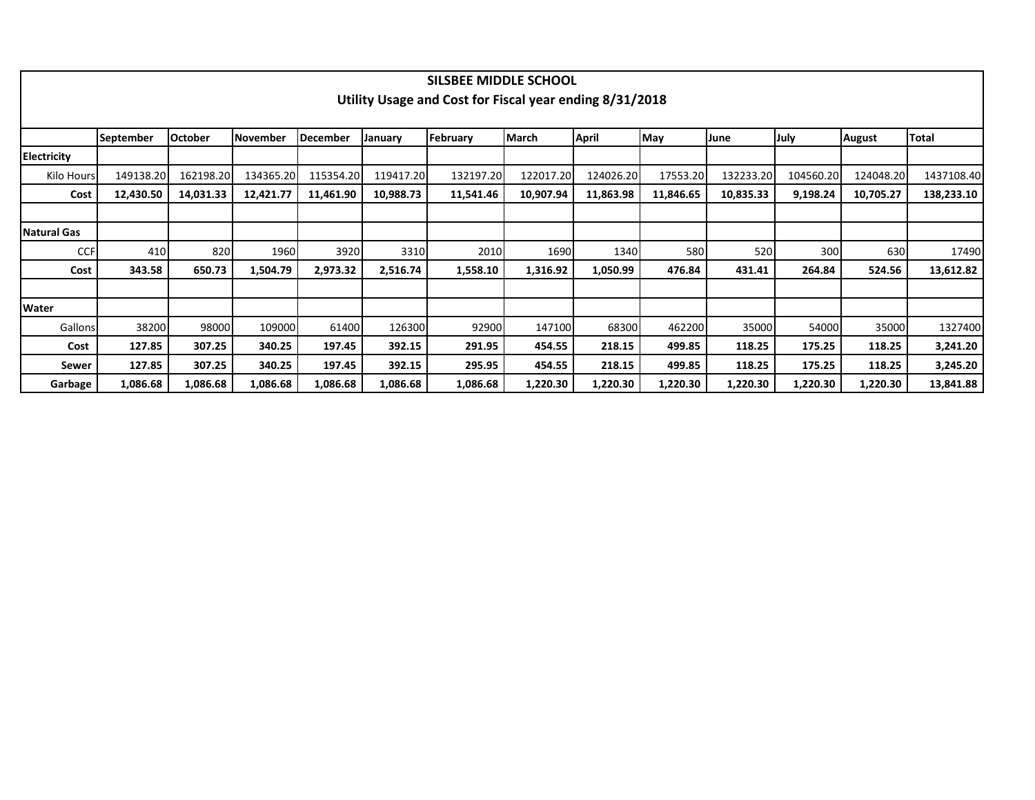## SILSBEE MIDDLE SCHOOL
### Utility Usage and Cost for Fiscal year ending 8/31/2018

| | September | October | November | December | January | February | March | April | May | June | July | August | Total |
|---|---|---|---|---|---|---|---|---|---|---|---|---|---|
| **Electricity** | | | | | | | | | | | | | |
| Kilo Hours | 149138.20 | 162198.20 | 134365.20 | 115354.20 | 119417.20 | 132197.20 | 122017.20 | 124026.20 | 17553.20 | 132233.20 | 104560.20 | 124048.20 | 1437108.40 |
| **Cost** | **12,430.50** | **14,031.33** | **12,421.77** | **11,461.90** | **10,988.73** | **11,541.46** | **10,907.94** | **11,863.98** | **11,846.65** | **10,835.33** | **9,198.24** | **10,705.27** | **138,233.10** |
| | | | | | | | | | | | | | |
| **Natural Gas** | | | | | | | | | | | | | |
| CCF | 410 | 820 | 1960 | 3920 | 3310 | 2010 | 1690 | 1340 | 580 | 520 | 300 | 630 | 17490 |
| **Cost** | **343.58** | **650.73** | **1,504.79** | **2,973.32** | **2,516.74** | **1,558.10** | **1,316.92** | **1,050.99** | **476.84** | **431.41** | **264.84** | **524.56** | **13,612.82** |
| | | | | | | | | | | | | | |
| **Water** | | | | | | | | | | | | | |
| Gallons | 38200 | 98000 | 109000 | 61400 | 126300 | 92900 | 147100 | 68300 | 462200 | 35000 | 54000 | 35000 | 1327400 |
| **Cost** | **127.85** | **307.25** | **340.25** | **197.45** | **392.15** | **291.95** | **454.55** | **218.15** | **499.85** | **118.25** | **175.25** | **118.25** | **3,241.20** |
| **Sewer** | **127.85** | **307.25** | **340.25** | **197.45** | **392.15** | **295.95** | **454.55** | **218.15** | **499.85** | **118.25** | **175.25** | **118.25** | **3,245.20** |
| **Garbage** | **1,086.68** | **1,086.68** | **1,086.68** | **1,086.68** | **1,086.68** | **1,086.68** | **1,220.30** | **1,220.30** | **1,220.30** | **1,220.30** | **1,220.30** | **1,220.30** | **13,841.88** |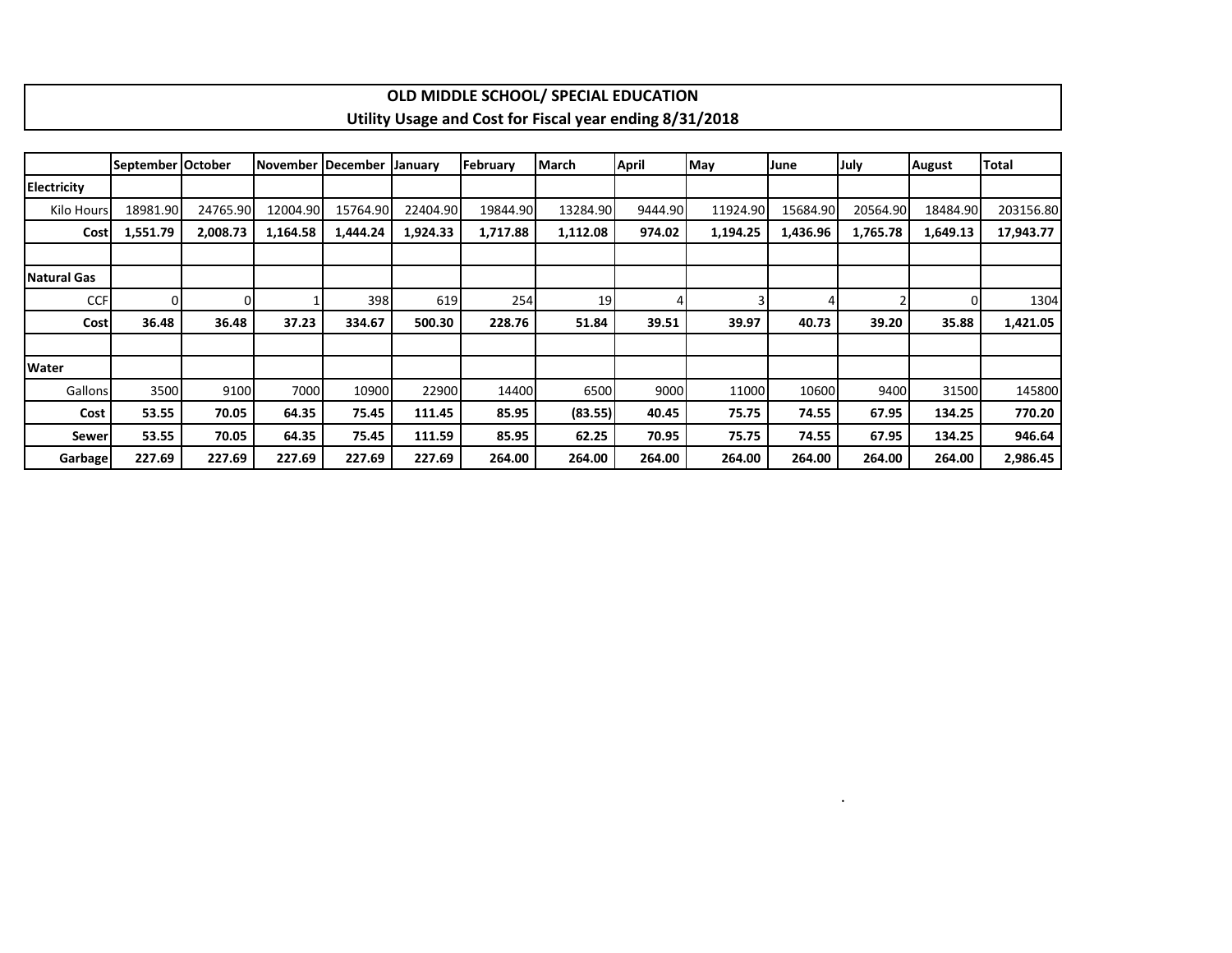## OLD MIDDLE SCHOOL/ SPECIAL EDUCATION
## Utility Usage and Cost for Fiscal year ending 8/31/2018

| | September | October | November | December | January | February | March | April | May | June | July | August | Total |
|---|---|---|---|---|---|---|---|---|---|---|---|---|---|
| **Electricity** | | | | | | | | | | | | | |
| Kilo Hours | 18981.90 | 24765.90 | 12004.90 | 15764.90 | 22404.90 | 19844.90 | 13284.90 | 9444.90 | 11924.90 | 15684.90 | 20564.90 | 18484.90 | 203156.80 |
| **Cost** | **1,551.79** | **2,008.73** | **1,164.58** | **1,444.24** | **1,924.33** | **1,717.88** | **1,112.08** | **974.02** | **1,194.25** | **1,436.96** | **1,765.78** | **1,649.13** | **17,943.77** |
| | | | | | | | | | | | | | |
| **Natural Gas** | | | | | | | | | | | | | |
| CCF | 0 | 0 | 1 | 398 | 619 | 254 | 19 | 4 | 3 | 4 | 2 | 0 | 1304 |
| **Cost** | **36.48** | **36.48** | **37.23** | **334.67** | **500.30** | **228.76** | **51.84** | **39.51** | **39.97** | **40.73** | **39.20** | **35.88** | **1,421.05** |
| | | | | | | | | | | | | | |
| **Water** | | | | | | | | | | | | | |
| Gallons | 3500 | 9100 | 7000 | 10900 | 22900 | 14400 | 6500 | 9000 | 11000 | 10600 | 9400 | 31500 | 145800 |
| **Cost** | **53.55** | **70.05** | **64.35** | **75.45** | **111.45** | **85.95** | **(83.55)** | **40.45** | **75.75** | **74.55** | **67.95** | **134.25** | **770.20** |
| **Sewer** | **53.55** | **70.05** | **64.35** | **75.45** | **111.59** | **85.95** | **62.25** | **70.95** | **75.75** | **74.55** | **67.95** | **134.25** | **946.64** |
| **Garbage** | **227.69** | **227.69** | **227.69** | **227.69** | **227.69** | **264.00** | **264.00** | **264.00** | **264.00** | **264.00** | **264.00** | **264.00** | **2,986.45** |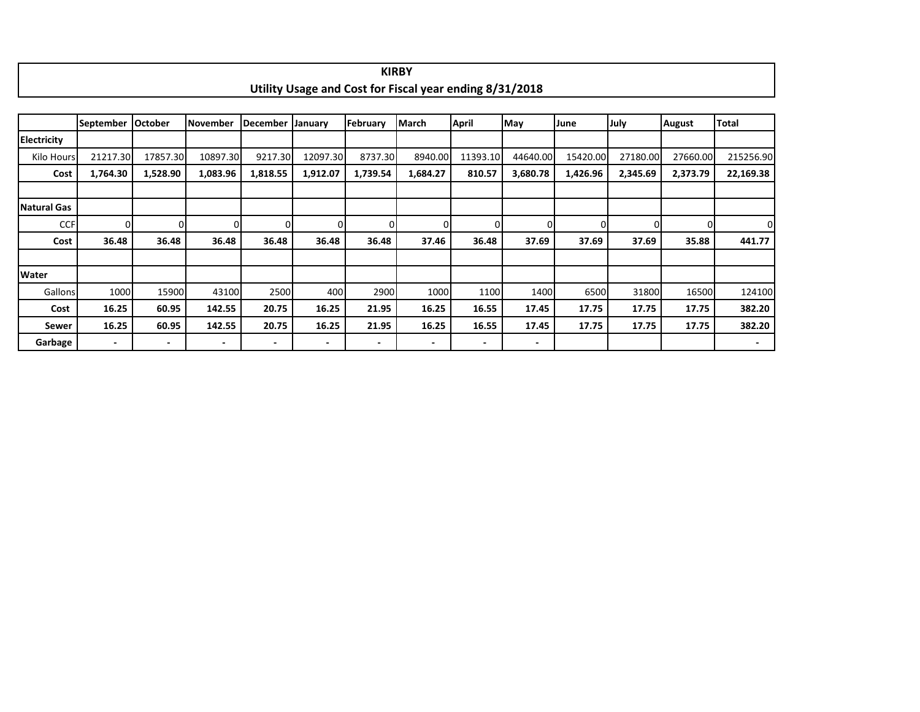# KIRBY
## Utility Usage and Cost for Fiscal year ending 8/31/2018

| | September | October | November | December | January | February | March | April | May | June | July | August | Total |
|---|---|---|---|---|---|---|---|---|---|---|---|---|---|
| **Electricity** | | | | | | | | | | | | | |
| Kilo Hours | 21217.30 | 17857.30 | 10897.30 | 9217.30 | 12097.30 | 8737.30 | 8940.00 | 11393.10 | 44640.00 | 15420.00 | 27180.00 | 27660.00 | 215256.90 |
| **Cost** | **1,764.30** | **1,528.90** | **1,083.96** | **1,818.55** | **1,912.07** | **1,739.54** | **1,684.27** | **810.57** | **3,680.78** | **1,426.96** | **2,345.69** | **2,373.79** | **22,169.38** |
| | | | | | | | | | | | | | |
| **Natural Gas** | | | | | | | | | | | | | |
| CCF | 0 | 0 | 0 | 0 | 0 | 0 | 0 | 0 | 0 | 0 | 0 | 0 | 0 |
| **Cost** | **36.48** | **36.48** | **36.48** | **36.48** | **36.48** | **36.48** | **37.46** | **36.48** | **37.69** | **37.69** | **37.69** | **35.88** | **441.77** |
| | | | | | | | | | | | | | |
| **Water** | | | | | | | | | | | | | |
| Gallons | 1000 | 15900 | 43100 | 2500 | 400 | 2900 | 1000 | 1100 | 1400 | 6500 | 31800 | 16500 | 124100 |
| **Cost** | **16.25** | **60.95** | **142.55** | **20.75** | **16.25** | **21.95** | **16.25** | **16.55** | **17.45** | **17.75** | **17.75** | **17.75** | **382.20** |
| **Sewer** | **16.25** | **60.95** | **142.55** | **20.75** | **16.25** | **21.95** | **16.25** | **16.55** | **17.45** | **17.75** | **17.75** | **17.75** | **382.20** |
| **Garbage** | - | - | - | - | - | - | - | - | - | | | | - |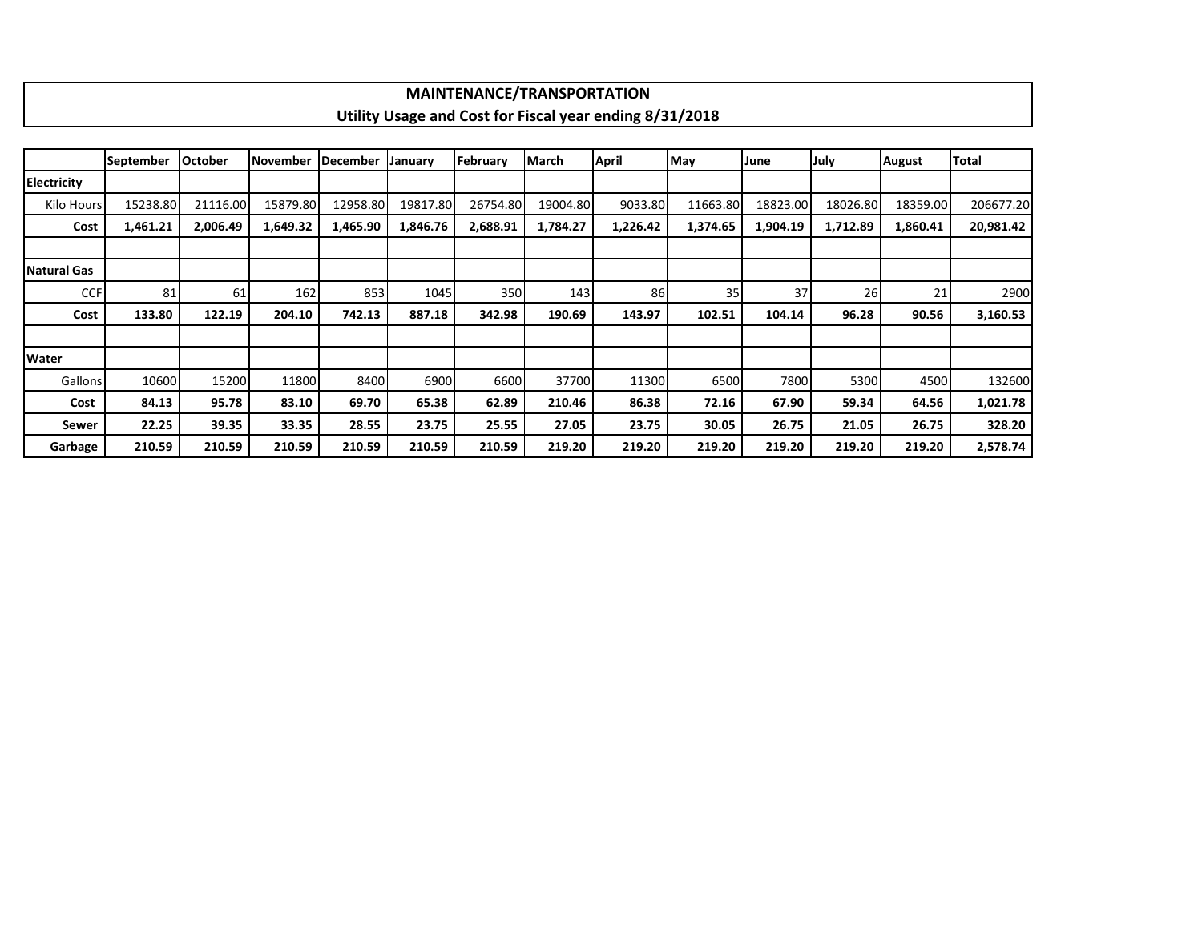# MAINTENANCE/TRANSPORTATION

## Utility Usage and Cost for Fiscal year ending 8/31/2018

| | September | October | November | December | January | February | March | April | May | June | July | August | Total |
|---|---|---|---|---|---|---|---|---|---|---|---|---|---|
| **Electricity** | | | | | | | | | | | | | |
| Kilo Hours | 15238.80 | 21116.00 | 15879.80 | 12958.80 | 19817.80 | 26754.80 | 19004.80 | 9033.80 | 11663.80 | 18823.00 | 18026.80 | 18359.00 | 206677.20 |
| **Cost** | **1,461.21** | **2,006.49** | **1,649.32** | **1,465.90** | **1,846.76** | **2,688.91** | **1,784.27** | **1,226.42** | **1,374.65** | **1,904.19** | **1,712.89** | **1,860.41** | **20,981.42** |
| | | | | | | | | | | | | | |
| **Natural Gas** | | | | | | | | | | | | | |
| CCF | 81 | 61 | 162 | 853 | 1045 | 350 | 143 | 86 | 35 | 37 | 26 | 21 | 2900 |
| **Cost** | **133.80** | **122.19** | **204.10** | **742.13** | **887.18** | **342.98** | **190.69** | **143.97** | **102.51** | **104.14** | **96.28** | **90.56** | **3,160.53** |
| | | | | | | | | | | | | | |
| **Water** | | | | | | | | | | | | | |
| Gallons | 10600 | 15200 | 11800 | 8400 | 6900 | 6600 | 37700 | 11300 | 6500 | 7800 | 5300 | 4500 | 132600 |
| **Cost** | **84.13** | **95.78** | **83.10** | **69.70** | **65.38** | **62.89** | **210.46** | **86.38** | **72.16** | **67.90** | **59.34** | **64.56** | **1,021.78** |
| **Sewer** | **22.25** | **39.35** | **33.35** | **28.55** | **23.75** | **25.55** | **27.05** | **23.75** | **30.05** | **26.75** | **21.05** | **26.75** | **328.20** |
| **Garbage** | **210.59** | **210.59** | **210.59** | **210.59** | **210.59** | **210.59** | **219.20** | **219.20** | **219.20** | **219.20** | **219.20** | **219.20** | **2,578.74** |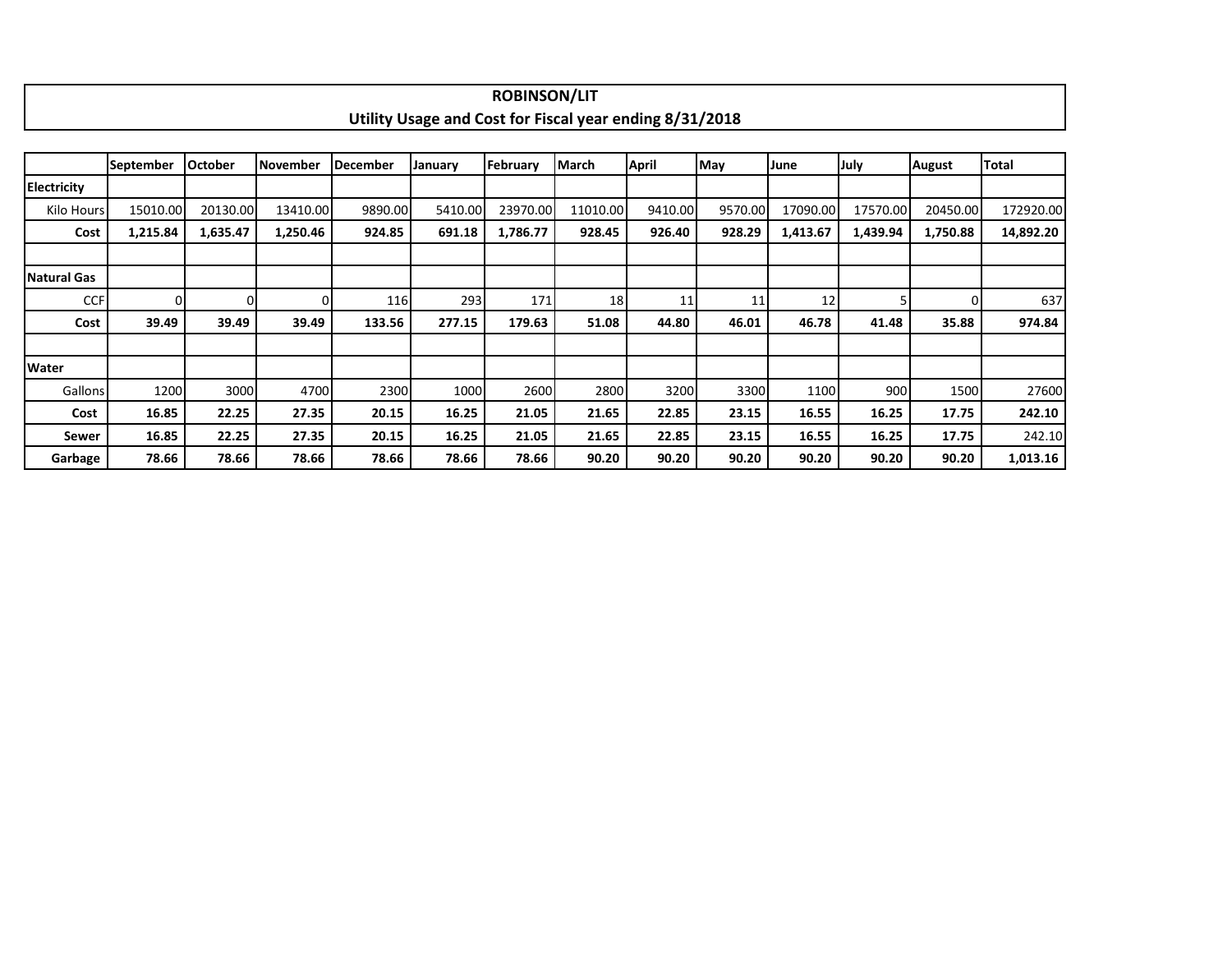# ROBINSON/LIT

## Utility Usage and Cost for Fiscal year ending 8/31/2018

| | September | October | November | December | January | February | March | April | May | June | July | August | Total |
|---|---|---|---|---|---|---|---|---|---|---|---|---|---|
| **Electricity** | | | | | | | | | | | | | |
| Kilo Hours | 15010.00 | 20130.00 | 13410.00 | 9890.00 | 5410.00 | 23970.00 | 11010.00 | 9410.00 | 9570.00 | 17090.00 | 17570.00 | 20450.00 | 172920.00 |
| **Cost** | **1,215.84** | **1,635.47** | **1,250.46** | **924.85** | **691.18** | **1,786.77** | **928.45** | **926.40** | **928.29** | **1,413.67** | **1,439.94** | **1,750.88** | **14,892.20** |
| | | | | | | | | | | | | | |
| **Natural Gas** | | | | | | | | | | | | | |
| CCF | 0 | 0 | 0 | 116 | 293 | 171 | 18 | 11 | 11 | 12 | 5 | 0 | 637 |
| **Cost** | **39.49** | **39.49** | **39.49** | **133.56** | **277.15** | **179.63** | **51.08** | **44.80** | **46.01** | **46.78** | **41.48** | **35.88** | **974.84** |
| | | | | | | | | | | | | | |
| **Water** | | | | | | | | | | | | | |
| Gallons | 1200 | 3000 | 4700 | 2300 | 1000 | 2600 | 2800 | 3200 | 3300 | 1100 | 900 | 1500 | 27600 |
| **Cost** | **16.85** | **22.25** | **27.35** | **20.15** | **16.25** | **21.05** | **21.65** | **22.85** | **23.15** | **16.55** | **16.25** | **17.75** | **242.10** |
| **Sewer** | **16.85** | **22.25** | **27.35** | **20.15** | **16.25** | **21.05** | **21.65** | **22.85** | **23.15** | **16.55** | **16.25** | **17.75** | 242.10 |
| **Garbage** | **78.66** | **78.66** | **78.66** | **78.66** | **78.66** | **78.66** | **90.20** | **90.20** | **90.20** | **90.20** | **90.20** | **90.20** | **1,013.16** |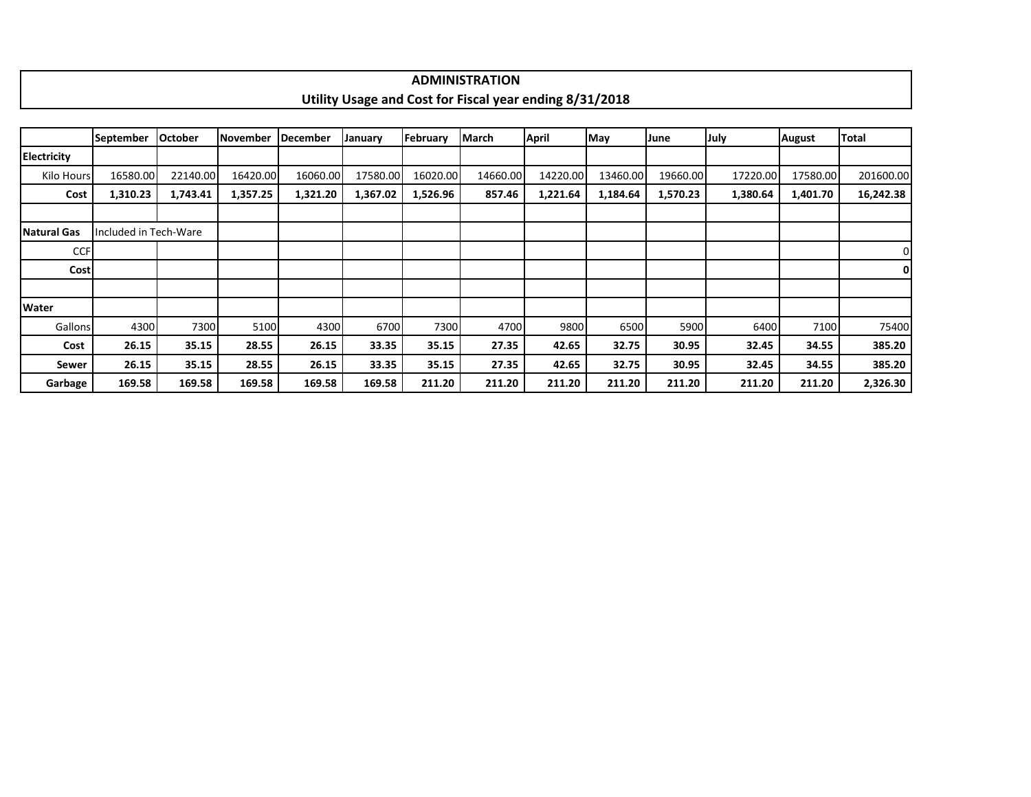# ADMINISTRATION

## Utility Usage and Cost for Fiscal year ending 8/31/2018

| | September | October | November | December | January | February | March | April | May | June | July | August | Total |
|---|---|---|---|---|---|---|---|---|---|---|---|---|---|
| **Electricity** | | | | | | | | | | | | | |
| Kilo Hours | 16580.00 | 22140.00 | 16420.00 | 16060.00 | 17580.00 | 16020.00 | 14660.00 | 14220.00 | 13460.00 | 19660.00 | 17220.00 | 17580.00 | 201600.00 |
| **Cost** | **1,310.23** | **1,743.41** | **1,357.25** | **1,321.20** | **1,367.02** | **1,526.96** | **857.46** | **1,221.64** | **1,184.64** | **1,570.23** | **1,380.64** | **1,401.70** | **16,242.38** |
| | | | | | | | | | | | | | |
| **Natural Gas** | Included in Tech-Ware | | | | | | | | | | | | |
| CCF | | | | | | | | | | | | | 0 |
| **Cost** | | | | | | | | | | | | | **0** |
| | | | | | | | | | | | | | |
| **Water** | | | | | | | | | | | | | |
| Gallons | 4300 | 7300 | 5100 | 4300 | 6700 | 7300 | 4700 | 9800 | 6500 | 5900 | 6400 | 7100 | 75400 |
| **Cost** | **26.15** | **35.15** | **28.55** | **26.15** | **33.35** | **35.15** | **27.35** | **42.65** | **32.75** | **30.95** | **32.45** | **34.55** | **385.20** |
| **Sewer** | **26.15** | **35.15** | **28.55** | **26.15** | **33.35** | **35.15** | **27.35** | **42.65** | **32.75** | **30.95** | **32.45** | **34.55** | **385.20** |
| **Garbage** | **169.58** | **169.58** | **169.58** | **169.58** | **169.58** | **211.20** | **211.20** | **211.20** | **211.20** | **211.20** | **211.20** | **211.20** | **2,326.30** |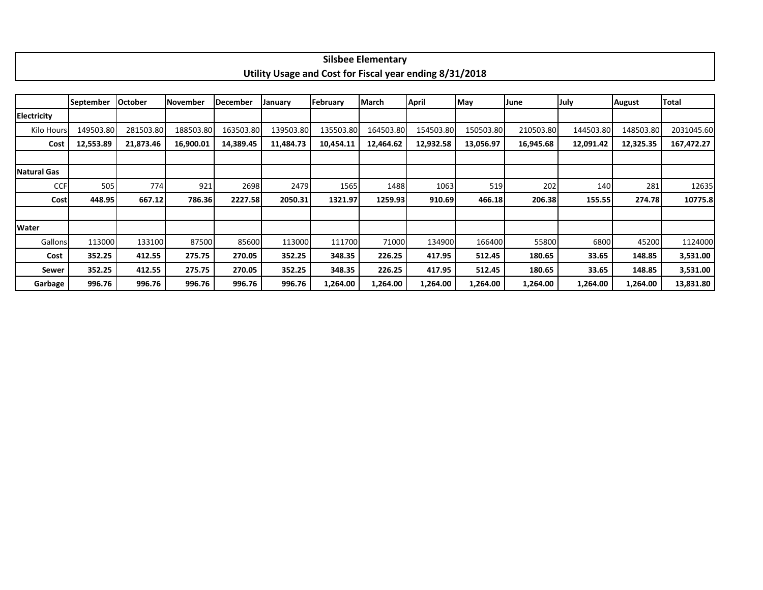**Silsbee Elementary**

**Utility Usage and Cost for Fiscal year ending 8/31/2018**

| | September | October | November | December | January | February | March | April | May | June | July | August | Total |
|---|---|---|---|---|---|---|---|---|---|---|---|---|---|
| **Electricity** | | | | | | | | | | | | | |
| Kilo Hours | 149503.80 | 281503.80 | 188503.80 | 163503.80 | 139503.80 | 135503.80 | 164503.80 | 154503.80 | 150503.80 | 210503.80 | 144503.80 | 148503.80 | 2031045.60 |
| **Cost** | **12,553.89** | **21,873.46** | **16,900.01** | **14,389.45** | **11,484.73** | **10,454.11** | **12,464.62** | **12,932.58** | **13,056.97** | **16,945.68** | **12,091.42** | **12,325.35** | **167,472.27** |
| | | | | | | | | | | | | | |
| **Natural Gas** | | | | | | | | | | | | | |
| CCF | 505 | 774 | 921 | 2698 | 2479 | 1565 | 1488 | 1063 | 519 | 202 | 140 | 281 | 12635 |
| **Cost** | **448.95** | **667.12** | **786.36** | **2227.58** | **2050.31** | **1321.97** | **1259.93** | **910.69** | **466.18** | **206.38** | **155.55** | **274.78** | **10775.8** |
| | | | | | | | | | | | | | |
| **Water** | | | | | | | | | | | | | |
| Gallons | 113000 | 133100 | 87500 | 85600 | 113000 | 111700 | 71000 | 134900 | 166400 | 55800 | 6800 | 45200 | 1124000 |
| **Cost** | **352.25** | **412.55** | **275.75** | **270.05** | **352.25** | **348.35** | **226.25** | **417.95** | **512.45** | **180.65** | **33.65** | **148.85** | **3,531.00** |
| **Sewer** | **352.25** | **412.55** | **275.75** | **270.05** | **352.25** | **348.35** | **226.25** | **417.95** | **512.45** | **180.65** | **33.65** | **148.85** | **3,531.00** |
| **Garbage** | **996.76** | **996.76** | **996.76** | **996.76** | **996.76** | **1,264.00** | **1,264.00** | **1,264.00** | **1,264.00** | **1,264.00** | **1,264.00** | **1,264.00** | **13,831.80** |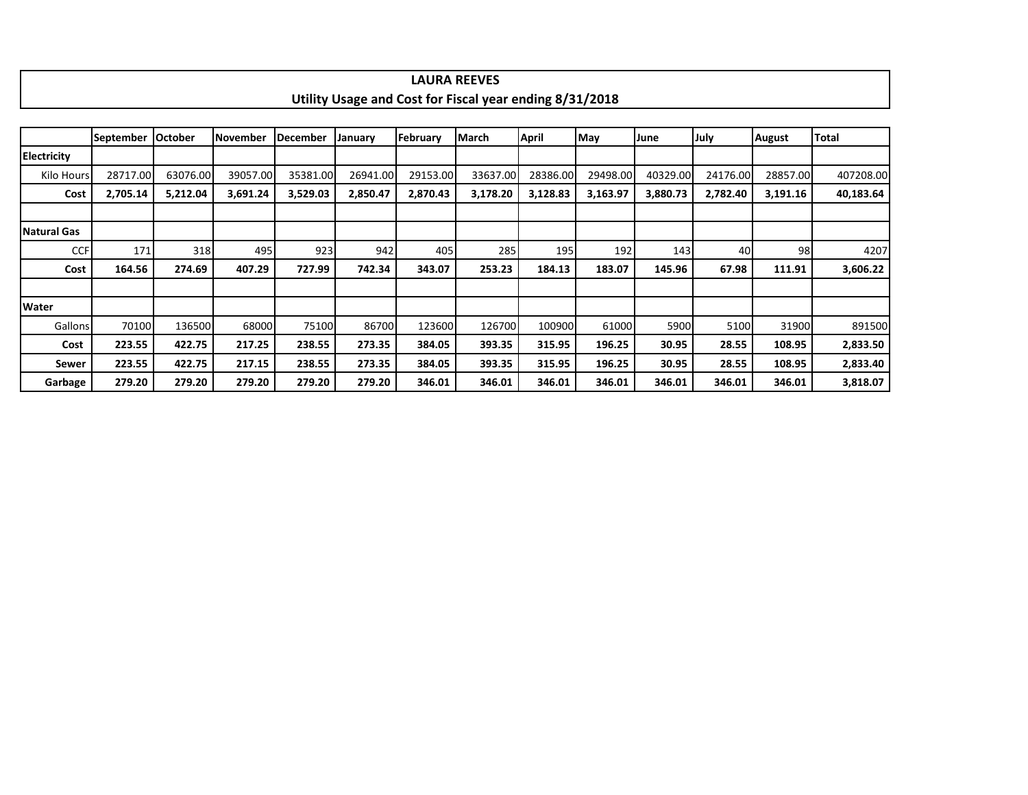# LAURA REEVES

## Utility Usage and Cost for Fiscal year ending 8/31/2018

| | September | October | November | December | January | February | March | April | May | June | July | August | Total |
|---|---|---|---|---|---|---|---|---|---|---|---|---|---|
| **Electricity** | | | | | | | | | | | | | |
| Kilo Hours | 28717.00 | 63076.00 | 39057.00 | 35381.00 | 26941.00 | 29153.00 | 33637.00 | 28386.00 | 29498.00 | 40329.00 | 24176.00 | 28857.00 | 407208.00 |
| **Cost** | **2,705.14** | **5,212.04** | **3,691.24** | **3,529.03** | **2,850.47** | **2,870.43** | **3,178.20** | **3,128.83** | **3,163.97** | **3,880.73** | **2,782.40** | **3,191.16** | **40,183.64** |
| | | | | | | | | | | | | | |
| **Natural Gas** | | | | | | | | | | | | | |
| CCF | 171 | 318 | 495 | 923 | 942 | 405 | 285 | 195 | 192 | 143 | 40 | 98 | 4207 |
| **Cost** | **164.56** | **274.69** | **407.29** | **727.99** | **742.34** | **343.07** | **253.23** | **184.13** | **183.07** | **145.96** | **67.98** | **111.91** | **3,606.22** |
| | | | | | | | | | | | | | |
| **Water** | | | | | | | | | | | | | |
| Gallons | 70100 | 136500 | 68000 | 75100 | 86700 | 123600 | 126700 | 100900 | 61000 | 5900 | 5100 | 31900 | 891500 |
| **Cost** | **223.55** | **422.75** | **217.25** | **238.55** | **273.35** | **384.05** | **393.35** | **315.95** | **196.25** | **30.95** | **28.55** | **108.95** | **2,833.50** |
| **Sewer** | **223.55** | **422.75** | **217.15** | **238.55** | **273.35** | **384.05** | **393.35** | **315.95** | **196.25** | **30.95** | **28.55** | **108.95** | **2,833.40** |
| **Garbage** | **279.20** | **279.20** | **279.20** | **279.20** | **279.20** | **346.01** | **346.01** | **346.01** | **346.01** | **346.01** | **346.01** | **346.01** | **3,818.07** |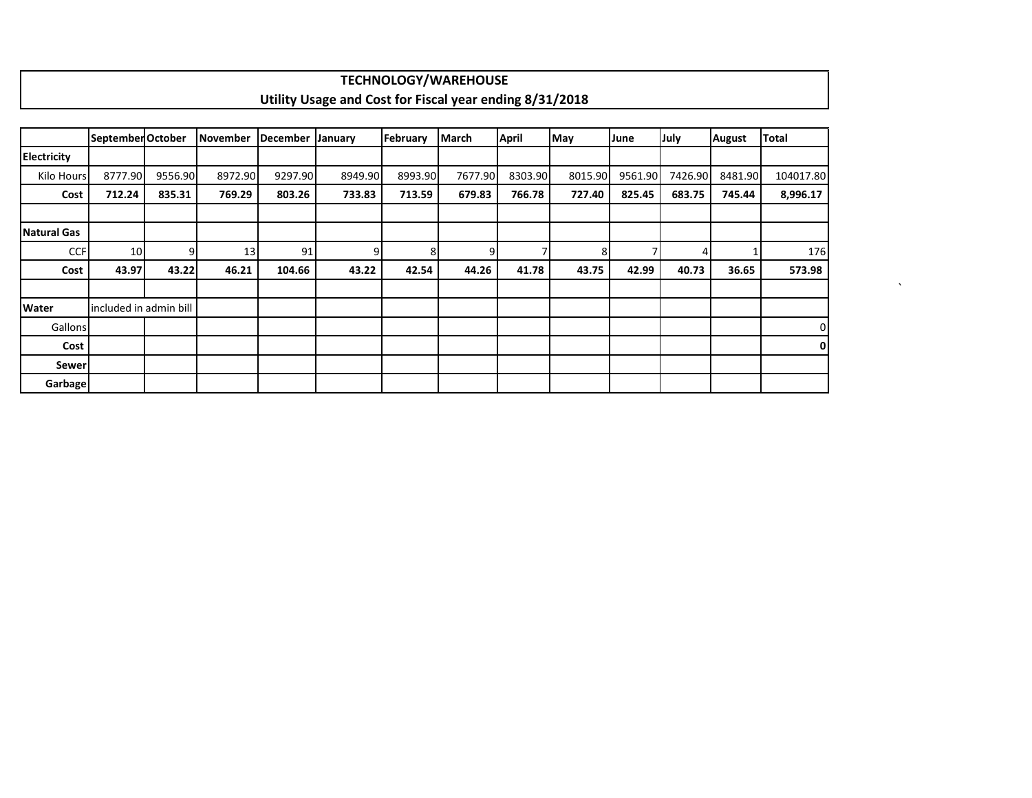**TECHNOLOGY/WAREHOUSE**
**Utility Usage and Cost for Fiscal year ending 8/31/2018**

| | September | October | November | December | January | February | March | April | May | June | July | August | Total |
|---|---|---|---|---|---|---|---|---|---|---|---|---|---|
| **Electricity** | | | | | | | | | | | | | |
| Kilo Hours | 8777.90 | 9556.90 | 8972.90 | 9297.90 | 8949.90 | 8993.90 | 7677.90 | 8303.90 | 8015.90 | 9561.90 | 7426.90 | 8481.90 | 104017.80 |
| **Cost** | **712.24** | **835.31** | **769.29** | **803.26** | **733.83** | **713.59** | **679.83** | **766.78** | **727.40** | **825.45** | **683.75** | **745.44** | **8,996.17** |
| | | | | | | | | | | | | | |
| **Natural Gas** | | | | | | | | | | | | | |
| CCF | 10 | 9 | 13 | 91 | 9 | 8 | 9 | 7 | 8 | 7 | 4 | 1 | 176 |
| **Cost** | **43.97** | **43.22** | **46.21** | **104.66** | **43.22** | **42.54** | **44.26** | **41.78** | **43.75** | **42.99** | **40.73** | **36.65** | **573.98** |
| | | | | | | | | | | | | | |
| **Water** | included in admin bill | | | | | | | | | | | | |
| Gallons | | | | | | | | | | | | | 0 |
| **Cost** | | | | | | | | | | | | | **0** |
| **Sewer** | | | | | | | | | | | | | |
| **Garbage** | | | | | | | | | | | | | |